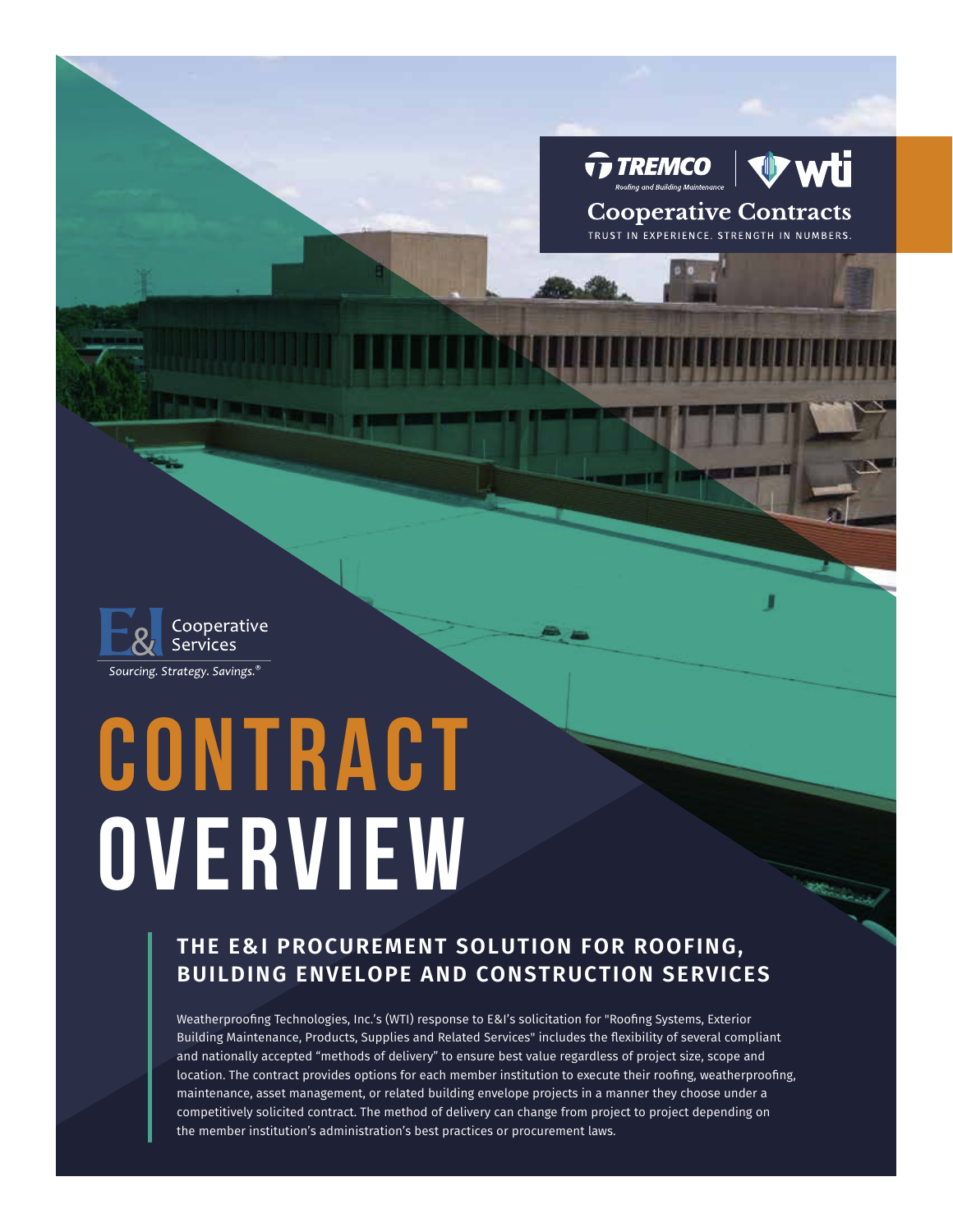TREMCO Roofing and Building Maintenance | wti

Cooperative Contracts

TRUST IN EXPERIENCE. STRENGTH IN NUMBERS.

E&I Cooperative Services

*Sourcing. Strategy. Savings.®*

# CONTRACT OVERVIEW

## THE E&I PROCUREMENT SOLUTION FOR ROOFING, BUILDING ENVELOPE AND CONSTRUCTION SERVICES

Weatherproofing Technologies, Inc.'s (WTI) response to E&I's solicitation for "Roofing Systems, Exterior Building Maintenance, Products, Supplies and Related Services" includes the flexibility of several compliant and nationally accepted "methods of delivery" to ensure best value regardless of project size, scope and location. The contract provides options for each member institution to execute their roofing, weatherproofing, maintenance, asset management, or related building envelope projects in a manner they choose under a competitively solicited contract. The method of delivery can change from project to project depending on the member institution's administration's best practices or procurement laws.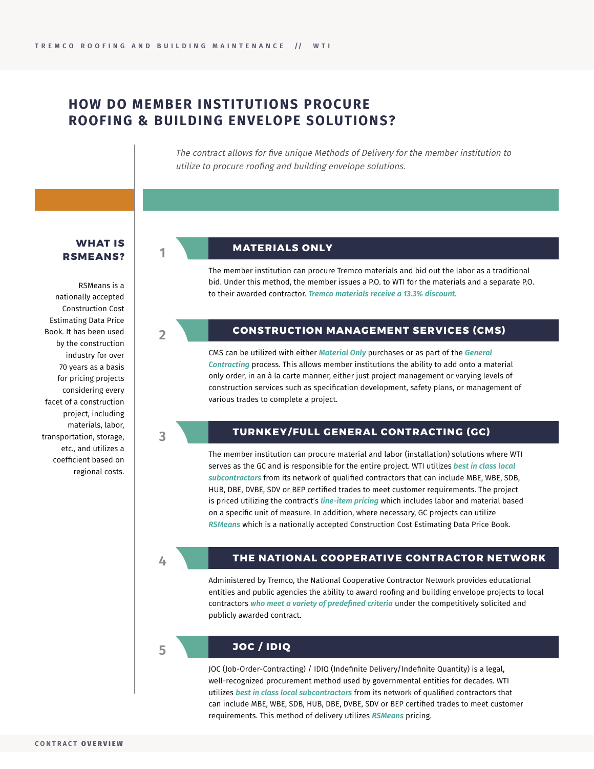# HOW DO MEMBER INSTITUTIONS PROCURE ROOFING & BUILDING ENVELOPE SOLUTIONS?

*The contract allows for five unique Methods of Delivery for the member institution to utilize to procure roofing and building envelope solutions.*

## 1 MATERIALS ONLY

The member institution can procure Tremco materials and bid out the labor as a traditional bid. Under this method, the member issues a P.O. to WTI for the materials and a separate P.O. to their awarded contractor. ***Tremco materials receive a 13.3% discount.***

## 2 CONSTRUCTION MANAGEMENT SERVICES (CMS)

CMS can be utilized with either ***Material Only*** purchases or as part of the ***General Contracting*** process. This allows member institutions the ability to add onto a material only order, in an à la carte manner, either just project management or varying levels of construction services such as specification development, safety plans, or management of various trades to complete a project.

## 3 TURNKEY/FULL GENERAL CONTRACTING (GC)

The member institution can procure material and labor (installation) solutions where WTI serves as the GC and is responsible for the entire project. WTI utilizes ***best in class local subcontractors*** from its network of qualified contractors that can include MBE, WBE, SDB, HUB, DBE, DVBE, SDV or BEP certified trades to meet customer requirements. The project is priced utilizing the contract's ***line-item pricing*** which includes labor and material based on a specific unit of measure. In addition, where necessary, GC projects can utilize ***RSMeans*** which is a nationally accepted Construction Cost Estimating Data Price Book.

## 4 THE NATIONAL COOPERATIVE CONTRACTOR NETWORK

Administered by Tremco, the National Cooperative Contractor Network provides educational entities and public agencies the ability to award roofing and building envelope projects to local contractors ***who meet a variety of predefined criteria*** under the competitively solicited and publicly awarded contract.

## 5 JOC / IDIQ

JOC (Job-Order-Contracting) / IDIQ (Indefinite Delivery/Indefinite Quantity) is a legal, well-recognized procurement method used by governmental entities for decades. WTI utilizes ***best in class local subcontractors*** from its network of qualified contractors that can include MBE, WBE, SDB, HUB, DBE, DVBE, SDV or BEP certified trades to meet customer requirements. This method of delivery utilizes ***RSMeans*** pricing.

### WHAT IS RSMEANS?

RSMeans is a nationally accepted Construction Cost Estimating Data Price Book. It has been used by the construction industry for over 70 years as a basis for pricing projects considering every facet of a construction project, including materials, labor, transportation, storage, etc., and utilizes a coefficient based on regional costs.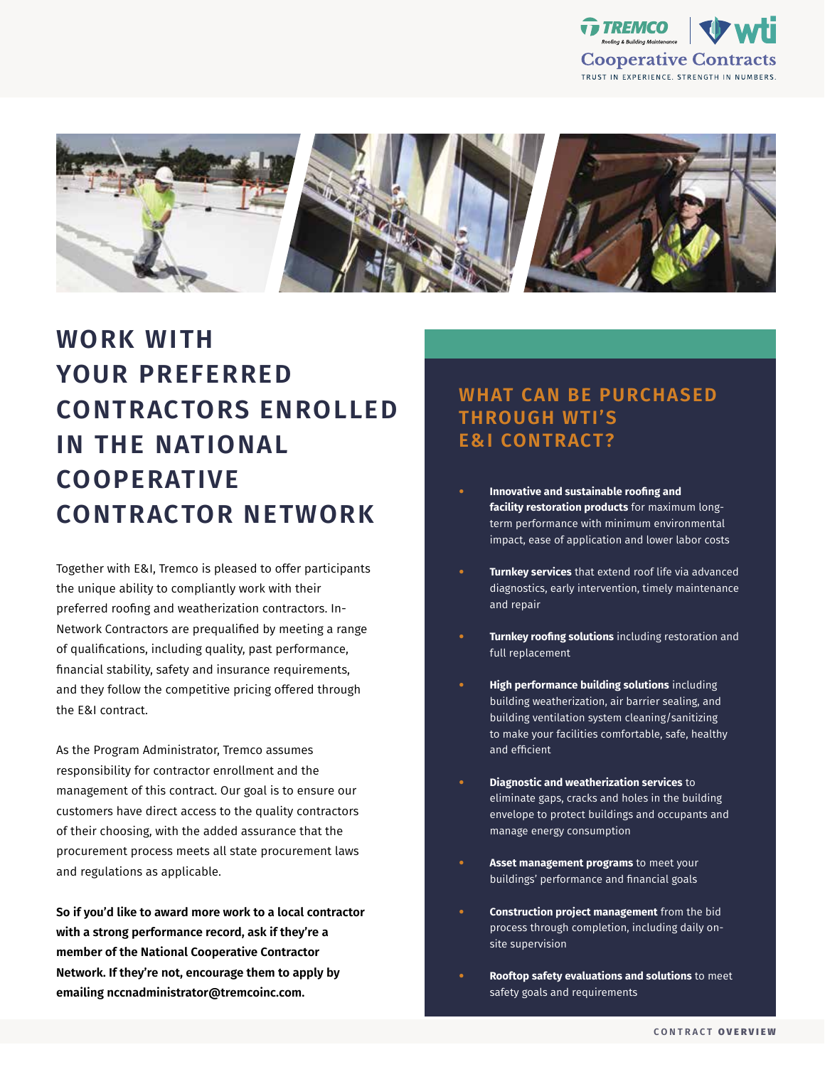# WORK WITH YOUR PREFERRED CONTRACTORS ENROLLED IN THE NATIONAL COOPERATIVE CONTRACTOR NETWORK

Together with E&I, Tremco is pleased to offer participants the unique ability to compliantly work with their preferred roofing and weatherization contractors. In-Network Contractors are prequalified by meeting a range of qualifications, including quality, past performance, financial stability, safety and insurance requirements, and they follow the competitive pricing offered through the E&I contract.

As the Program Administrator, Tremco assumes responsibility for contractor enrollment and the management of this contract. Our goal is to ensure our customers have direct access to the quality contractors of their choosing, with the added assurance that the procurement process meets all state procurement laws and regulations as applicable.

**So if you'd like to award more work to a local contractor with a strong performance record, ask if they're a member of the National Cooperative Contractor Network. If they're not, encourage them to apply by emailing nccnadministrator@tremcoinc.com.**

## WHAT CAN BE PURCHASED THROUGH WTI'S E&I CONTRACT?

- **Innovative and sustainable roofing and facility restoration products** for maximum long-term performance with minimum environmental impact, ease of application and lower labor costs
- **Turnkey services** that extend roof life via advanced diagnostics, early intervention, timely maintenance and repair
- **Turnkey roofing solutions** including restoration and full replacement
- **High performance building solutions** including building weatherization, air barrier sealing, and building ventilation system cleaning/sanitizing to make your facilities comfortable, safe, healthy and efficient
- **Diagnostic and weatherization services** to eliminate gaps, cracks and holes in the building envelope to protect buildings and occupants and manage energy consumption
- **Asset management programs** to meet your buildings' performance and financial goals
- **Construction project management** from the bid process through completion, including daily on-site supervision
- **Rooftop safety evaluations and solutions** to meet safety goals and requirements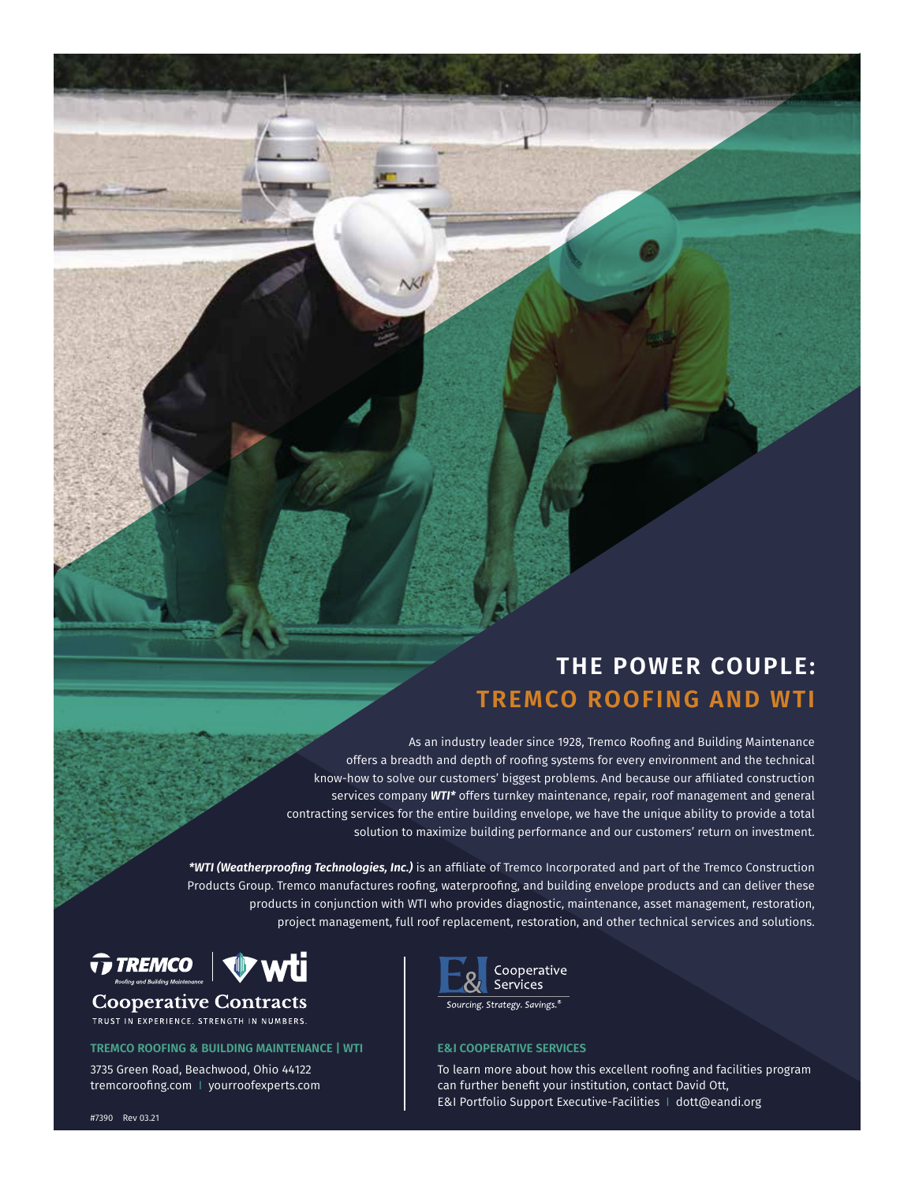# THE POWER COUPLE:
## TREMCO ROOFING AND WTI

As an industry leader since 1928, Tremco Roofing and Building Maintenance offers a breadth and depth of roofing systems for every environment and the technical know-how to solve our customers' biggest problems. And because our affiliated construction services company ***WTI**** offers turnkey maintenance, repair, roof management and general contracting services for the entire building envelope, we have the unique ability to provide a total solution to maximize building performance and our customers' return on investment.

***WTI (Weatherproofing Technologies, Inc.)*** is an affiliate of Tremco Incorporated and part of the Tremco Construction Products Group. Tremco manufactures roofing, waterproofing, and building envelope products and can deliver these products in conjunction with WTI who provides diagnostic, maintenance, asset management, restoration, project management, full roof replacement, restoration, and other technical services and solutions.

TREMCO Roofing and Building Maintenance | wti

**Cooperative Contracts**

TRUST IN EXPERIENCE. STRENGTH IN NUMBERS.

**TREMCO ROOFING & BUILDING MAINTENANCE | WTI**

3735 Green Road, Beachwood, Ohio 44122
tremcoroofing.com | yourroofexperts.com

E&I Cooperative Services

*Sourcing. Strategy. Savings.®*

**E&I COOPERATIVE SERVICES**

To learn more about how this excellent roofing and facilities program can further benefit your institution, contact David Ott, E&I Portfolio Support Executive-Facilities | dott@eandi.org

#7390 Rev 03.21